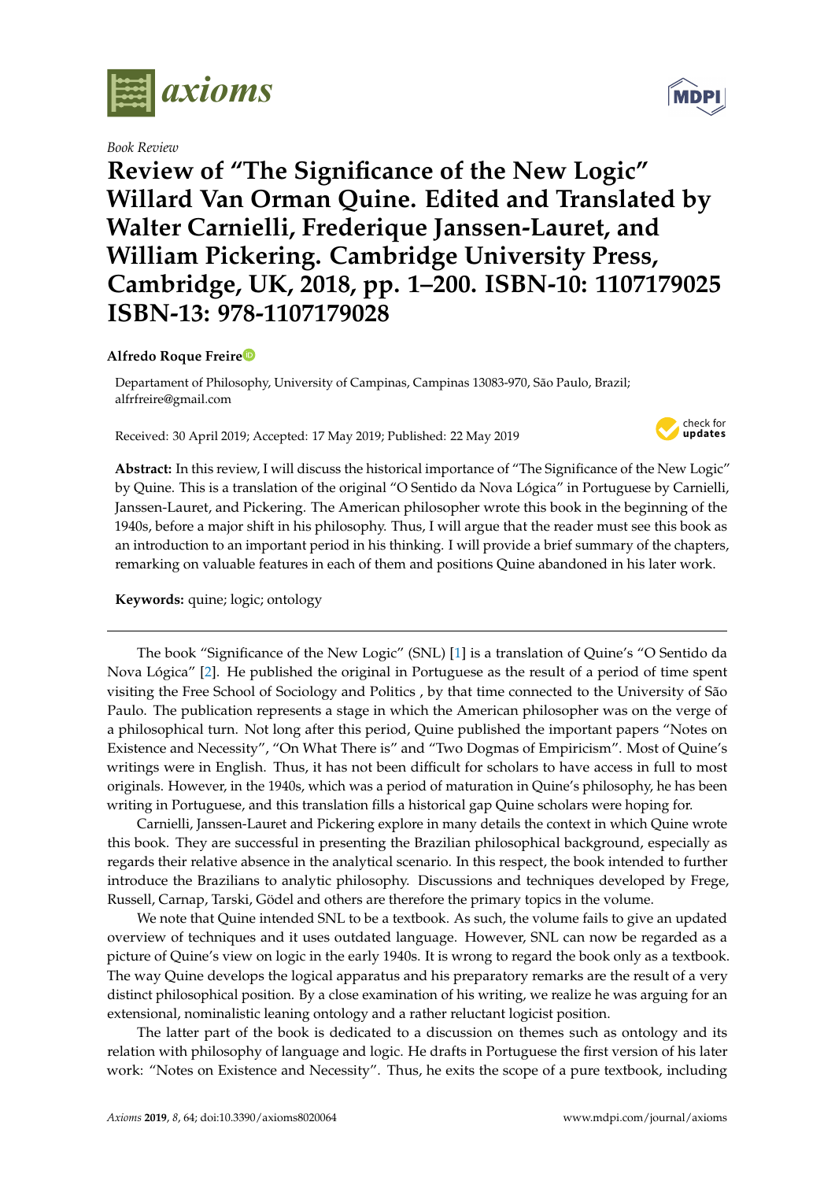*Book Review*

# Review of "The Significance of the New Logic" Willard Van Orman Quine. Edited and Translated by Walter Carnielli, Frederique Janssen-Lauret, and William Pickering. Cambridge University Press, Cambridge, UK, 2018, pp. 1–200. ISBN-10: 1107179025 ISBN-13: 978-1107179028

**Alfredo Roque Freire**

Departament of Philosophy, University of Campinas, Campinas 13083-970, São Paulo, Brazil; alfrfreire@gmail.com

Received: 30 April 2019; Accepted: 17 May 2019; Published: 22 May 2019

**Abstract:** In this review, I will discuss the historical importance of "The Significance of the New Logic" by Quine. This is a translation of the original "O Sentido da Nova Lógica" in Portuguese by Carnielli, Janssen-Lauret, and Pickering. The American philosopher wrote this book in the beginning of the 1940s, before a major shift in his philosophy. Thus, I will argue that the reader must see this book as an introduction to an important period in his thinking. I will provide a brief summary of the chapters, remarking on valuable features in each of them and positions Quine abandoned in his later work.

**Keywords:** quine; logic; ontology

---

The book "Significance of the New Logic" (SNL) [1] is a translation of Quine's "O Sentido da Nova Lógica" [2]. He published the original in Portuguese as the result of a period of time spent visiting the Free School of Sociology and Politics , by that time connected to the University of São Paulo. The publication represents a stage in which the American philosopher was on the verge of a philosophical turn. Not long after this period, Quine published the important papers "Notes on Existence and Necessity", "On What There is" and "Two Dogmas of Empiricism". Most of Quine's writings were in English. Thus, it has not been difficult for scholars to have access in full to most originals. However, in the 1940s, which was a period of maturation in Quine's philosophy, he has been writing in Portuguese, and this translation fills a historical gap Quine scholars were hoping for.

Carnielli, Janssen-Lauret and Pickering explore in many details the context in which Quine wrote this book. They are successful in presenting the Brazilian philosophical background, especially as regards their relative absence in the analytical scenario. In this respect, the book intended to further introduce the Brazilians to analytic philosophy. Discussions and techniques developed by Frege, Russell, Carnap, Tarski, Gödel and others are therefore the primary topics in the volume.

We note that Quine intended SNL to be a textbook. As such, the volume fails to give an updated overview of techniques and it uses outdated language. However, SNL can now be regarded as a picture of Quine's view on logic in the early 1940s. It is wrong to regard the book only as a textbook. The way Quine develops the logical apparatus and his preparatory remarks are the result of a very distinct philosophical position. By a close examination of his writing, we realize he was arguing for an extensional, nominalistic leaning ontology and a rather reluctant logicist position.

The latter part of the book is dedicated to a discussion on themes such as ontology and its relation with philosophy of language and logic. He drafts in Portuguese the first version of his later work: "Notes on Existence and Necessity". Thus, he exits the scope of a pure textbook, including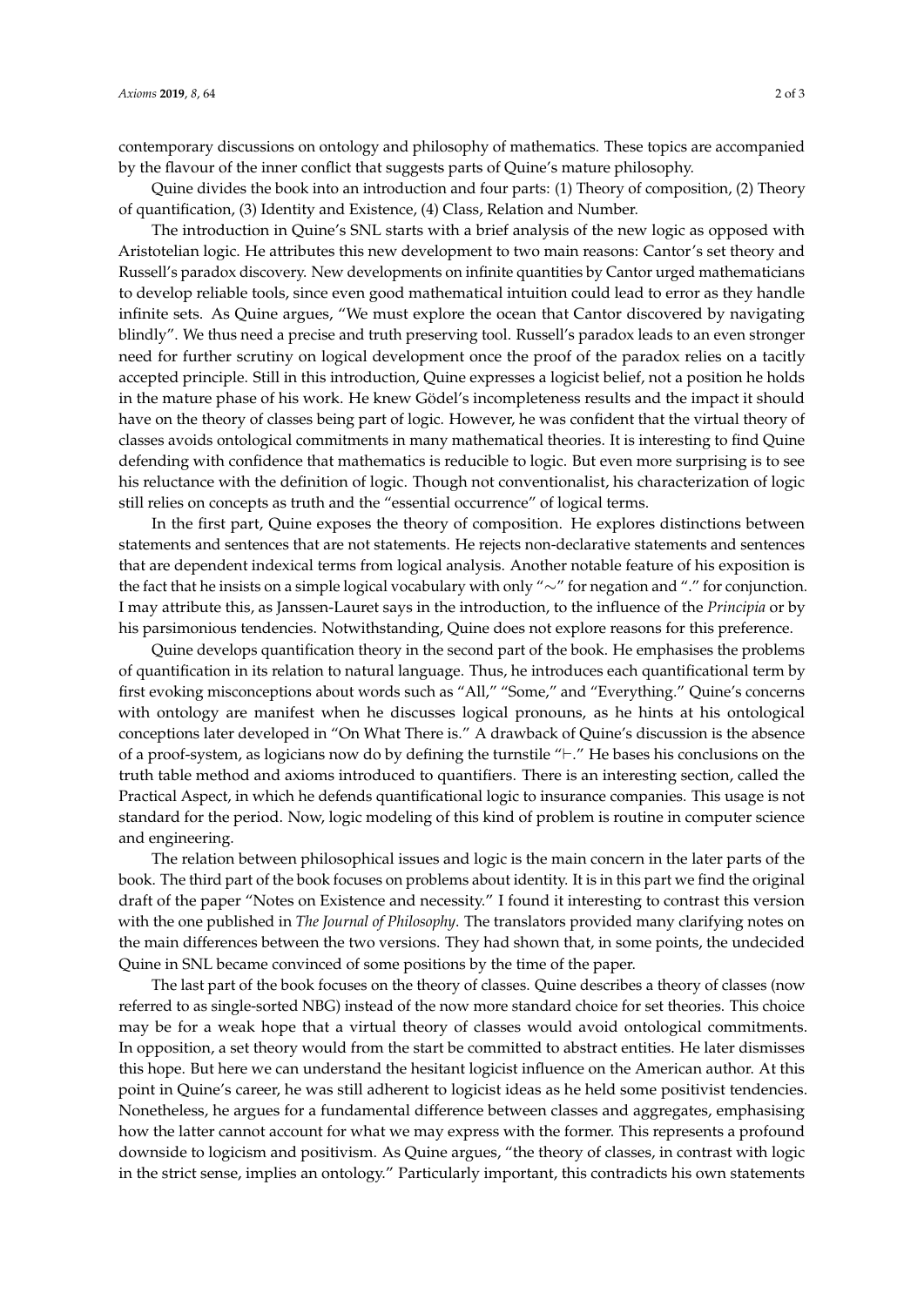contemporary discussions on ontology and philosophy of mathematics. These topics are accompanied by the flavour of the inner conflict that suggests parts of Quine's mature philosophy.

Quine divides the book into an introduction and four parts: (1) Theory of composition, (2) Theory of quantification, (3) Identity and Existence, (4) Class, Relation and Number.

The introduction in Quine's SNL starts with a brief analysis of the new logic as opposed with Aristotelian logic. He attributes this new development to two main reasons: Cantor's set theory and Russell's paradox discovery. New developments on infinite quantities by Cantor urged mathematicians to develop reliable tools, since even good mathematical intuition could lead to error as they handle infinite sets. As Quine argues, "We must explore the ocean that Cantor discovered by navigating blindly". We thus need a precise and truth preserving tool. Russell's paradox leads to an even stronger need for further scrutiny on logical development once the proof of the paradox relies on a tacitly accepted principle. Still in this introduction, Quine expresses a logicist belief, not a position he holds in the mature phase of his work. He knew Gödel's incompleteness results and the impact it should have on the theory of classes being part of logic. However, he was confident that the virtual theory of classes avoids ontological commitments in many mathematical theories. It is interesting to find Quine defending with confidence that mathematics is reducible to logic. But even more surprising is to see his reluctance with the definition of logic. Though not conventionalist, his characterization of logic still relies on concepts as truth and the "essential occurrence" of logical terms.

In the first part, Quine exposes the theory of composition. He explores distinctions between statements and sentences that are not statements. He rejects non-declarative statements and sentences that are dependent indexical terms from logical analysis. Another notable feature of his exposition is the fact that he insists on a simple logical vocabulary with only "∼" for negation and "." for conjunction. I may attribute this, as Janssen-Lauret says in the introduction, to the influence of the *Principia* or by his parsimonious tendencies. Notwithstanding, Quine does not explore reasons for this preference.

Quine develops quantification theory in the second part of the book. He emphasises the problems of quantification in its relation to natural language. Thus, he introduces each quantificational term by first evoking misconceptions about words such as "All," "Some," and "Everything." Quine's concerns with ontology are manifest when he discusses logical pronouns, as he hints at his ontological conceptions later developed in "On What There is." A drawback of Quine's discussion is the absence of a proof-system, as logicians now do by defining the turnstile "⊢." He bases his conclusions on the truth table method and axioms introduced to quantifiers. There is an interesting section, called the Practical Aspect, in which he defends quantificational logic to insurance companies. This usage is not standard for the period. Now, logic modeling of this kind of problem is routine in computer science and engineering.

The relation between philosophical issues and logic is the main concern in the later parts of the book. The third part of the book focuses on problems about identity. It is in this part we find the original draft of the paper "Notes on Existence and necessity." I found it interesting to contrast this version with the one published in *The Journal of Philosophy*. The translators provided many clarifying notes on the main differences between the two versions. They had shown that, in some points, the undecided Quine in SNL became convinced of some positions by the time of the paper.

The last part of the book focuses on the theory of classes. Quine describes a theory of classes (now referred to as single-sorted NBG) instead of the now more standard choice for set theories. This choice may be for a weak hope that a virtual theory of classes would avoid ontological commitments. In opposition, a set theory would from the start be committed to abstract entities. He later dismisses this hope. But here we can understand the hesitant logicist influence on the American author. At this point in Quine's career, he was still adherent to logicist ideas as he held some positivist tendencies. Nonetheless, he argues for a fundamental difference between classes and aggregates, emphasising how the latter cannot account for what we may express with the former. This represents a profound downside to logicism and positivism. As Quine argues, "the theory of classes, in contrast with logic in the strict sense, implies an ontology." Particularly important, this contradicts his own statements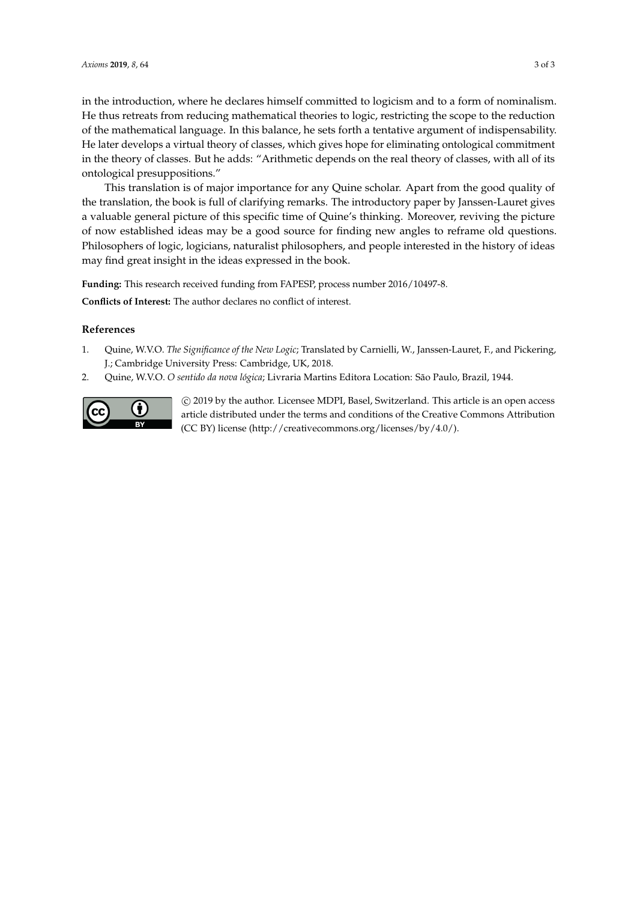in the introduction, where he declares himself committed to logicism and to a form of nominalism. He thus retreats from reducing mathematical theories to logic, restricting the scope to the reduction of the mathematical language. In this balance, he sets forth a tentative argument of indispensability. He later develops a virtual theory of classes, which gives hope for eliminating ontological commitment in the theory of classes. But he adds: "Arithmetic depends on the real theory of classes, with all of its ontological presuppositions."

This translation is of major importance for any Quine scholar. Apart from the good quality of the translation, the book is full of clarifying remarks. The introductory paper by Janssen-Lauret gives a valuable general picture of this specific time of Quine's thinking. Moreover, reviving the picture of now established ideas may be a good source for finding new angles to reframe old questions. Philosophers of logic, logicians, naturalist philosophers, and people interested in the history of ideas may find great insight in the ideas expressed in the book.

**Funding:** This research received funding from FAPESP, process number 2016/10497-8.

**Conflicts of Interest:** The author declares no conflict of interest.

## References

1. Quine, W.V.O. *The Significance of the New Logic*; Translated by Carnielli, W., Janssen-Lauret, F., and Pickering, J.; Cambridge University Press: Cambridge, UK, 2018.
2. Quine, W.V.O. *O sentido da nova lógica*; Livraria Martins Editora Location: São Paulo, Brazil, 1944.

© 2019 by the author. Licensee MDPI, Basel, Switzerland. This article is an open access article distributed under the terms and conditions of the Creative Commons Attribution (CC BY) license (http://creativecommons.org/licenses/by/4.0/).